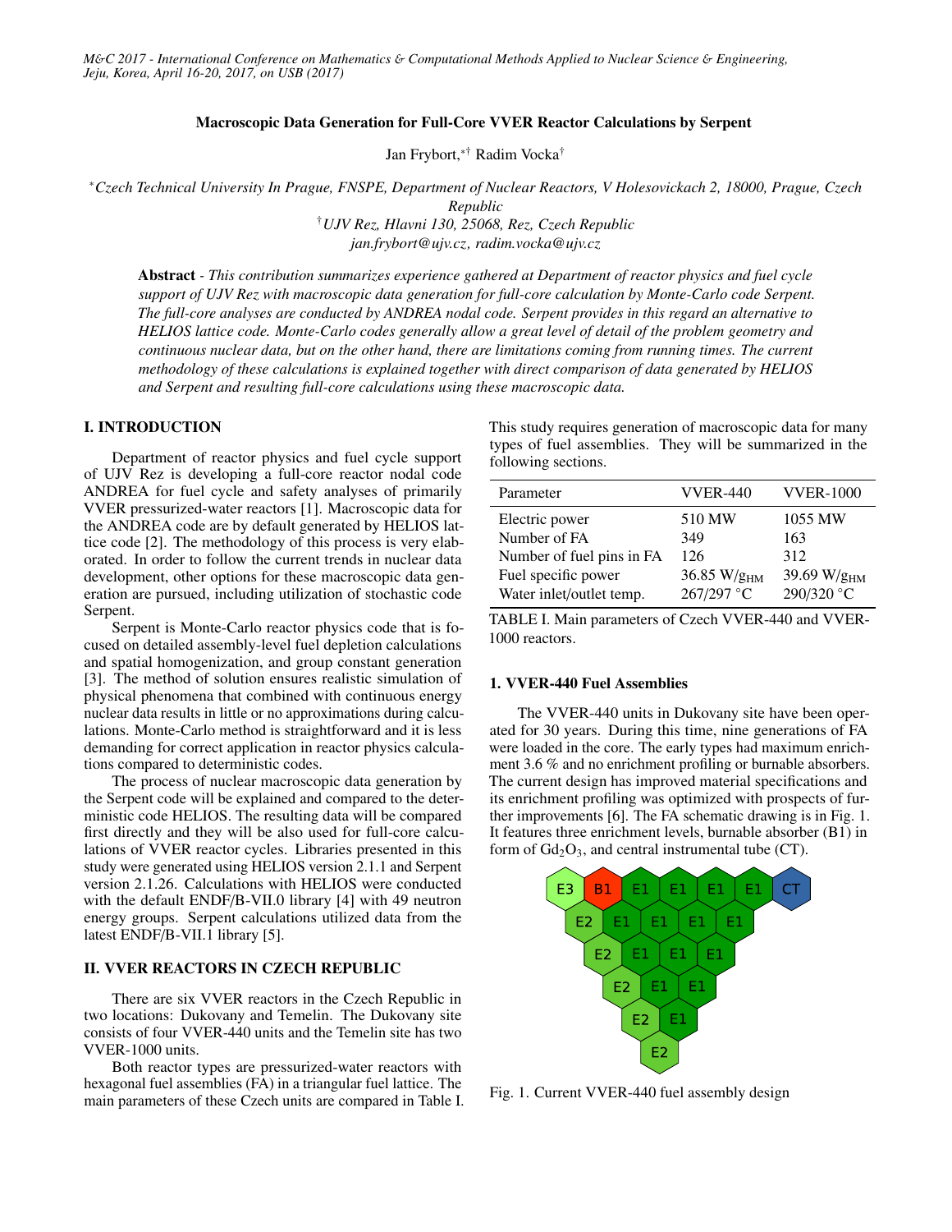# Macroscopic Data Generation for Full-Core VVER Reactor Calculations by Serpent

Jan Frybort,*† Radim Vocka†

*Czech Technical University In Prague, FNSPE, Department of Nuclear Reactors, V Holesovickach 2, 18000, Prague, Czech Republic

†UJV Rez, Hlavni 130, 25068, Rez, Czech Republic

*jan.frybort@ujv.cz, radim.vocka@ujv.cz*

**Abstract** - *This contribution summarizes experience gathered at Department of reactor physics and fuel cycle support of UJV Rez with macroscopic data generation for full-core calculation by Monte-Carlo code Serpent. The full-core analyses are conducted by ANDREA nodal code. Serpent provides in this regard an alternative to HELIOS lattice code. Monte-Carlo codes generally allow a great level of detail of the problem geometry and continuous nuclear data, but on the other hand, there are limitations coming from running times. The current methodology of these calculations is explained together with direct comparison of data generated by HELIOS and Serpent and resulting full-core calculations using these macroscopic data.*

## I. INTRODUCTION

Department of reactor physics and fuel cycle support of UJV Rez is developing a full-core reactor nodal code ANDREA for fuel cycle and safety analyses of primarily VVER pressurized-water reactors [1]. Macroscopic data for the ANDREA code are by default generated by HELIOS lattice code [2]. The methodology of this process is very elaborated. In order to follow the current trends in nuclear data development, other options for these macroscopic data generation are pursued, including utilization of stochastic code Serpent.

Serpent is Monte-Carlo reactor physics code that is focused on detailed assembly-level fuel depletion calculations and spatial homogenization, and group constant generation [3]. The method of solution ensures realistic simulation of physical phenomena that combined with continuous energy nuclear data results in little or no approximations during calculations. Monte-Carlo method is straightforward and it is less demanding for correct application in reactor physics calculations compared to deterministic codes.

The process of nuclear macroscopic data generation by the Serpent code will be explained and compared to the deterministic code HELIOS. The resulting data will be compared first directly and they will be also used for full-core calculations of VVER reactor cycles. Libraries presented in this study were generated using HELIOS version 2.1.1 and Serpent version 2.1.26. Calculations with HELIOS were conducted with the default ENDF/B-VII.0 library [4] with 49 neutron energy groups. Serpent calculations utilized data from the latest ENDF/B-VII.1 library [5].

## II. VVER REACTORS IN CZECH REPUBLIC

There are six VVER reactors in the Czech Republic in two locations: Dukovany and Temelin. The Dukovany site consists of four VVER-440 units and the Temelin site has two VVER-1000 units.

Both reactor types are pressurized-water reactors with hexagonal fuel assemblies (FA) in a triangular fuel lattice. The main parameters of these Czech units are compared in Table I. This study requires generation of macroscopic data for many types of fuel assemblies. They will be summarized in the following sections.

| Parameter | VVER-440 | VVER-1000 |
|---|---|---|
| Electric power | 510 MW | 1055 MW |
| Number of FA | 349 | 163 |
| Number of fuel pins in FA | 126 | 312 |
| Fuel specific power | 36.85 W/$g_{HM}$ | 39.69 W/$g_{HM}$ |
| Water inlet/outlet temp. | 267/297 °C | 290/320 °C |

TABLE I. Main parameters of Czech VVER-440 and VVER-1000 reactors.

### 1. VVER-440 Fuel Assemblies

The VVER-440 units in Dukovany site have been operated for 30 years. During this time, nine generations of FA were loaded in the core. The early types had maximum enrichment 3.6 % and no enrichment profiling or burnable absorbers. The current design has improved material specifications and its enrichment profiling was optimized with prospects of further improvements [6]. The FA schematic drawing is in Fig. 1. It features three enrichment levels, burnable absorber (B1) in form of $Gd_2O_3$, and central instrumental tube (CT).

Fig. 1. Current VVER-440 fuel assembly design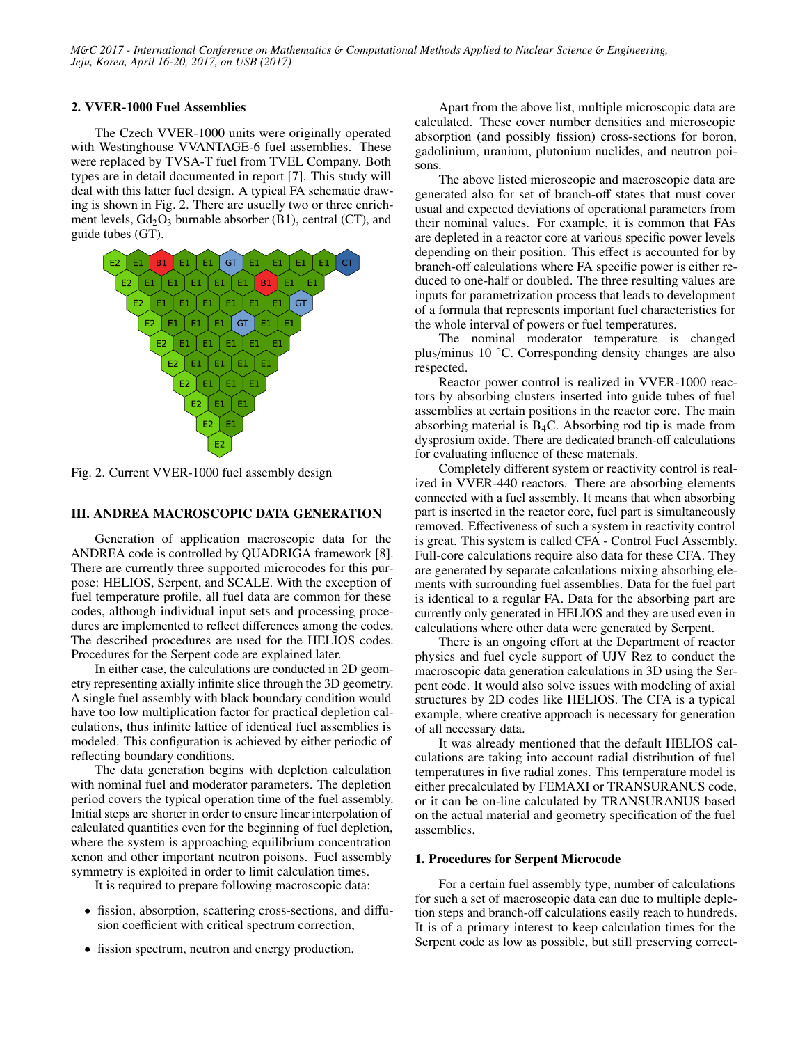## 2. VVER-1000 Fuel Assemblies

The Czech VVER-1000 units were originally operated with Westinghouse VVANTAGE-6 fuel assemblies. These were replaced by TVSA-T fuel from TVEL Company. Both types are in detail documented in report [7]. This study will deal with this latter fuel design. A typical FA schematic drawing is shown in Fig. 2. There are usually two or three enrichment levels, $Gd_2O_3$ burnable absorber (B1), central (CT), and guide tubes (GT).

Fig. 2. Current VVER-1000 fuel assembly design

# III. ANDREA MACROSCOPIC DATA GENERATION

Generation of application macroscopic data for the ANDREA code is controlled by QUADRIGA framework [8]. There are currently three supported microcodes for this purpose: HELIOS, Serpent, and SCALE. With the exception of fuel temperature profile, all fuel data are common for these codes, although individual input sets and processing procedures are implemented to reflect differences among the codes. The described procedures are used for the HELIOS codes. Procedures for the Serpent code are explained later.

In either case, the calculations are conducted in 2D geometry representing axially infinite slice through the 3D geometry. A single fuel assembly with black boundary condition would have too low multiplication factor for practical depletion calculations, thus infinite lattice of identical fuel assemblies is modeled. This configuration is achieved by either periodic of reflecting boundary conditions.

The data generation begins with depletion calculation with nominal fuel and moderator parameters. The depletion period covers the typical operation time of the fuel assembly. Initial steps are shorter in order to ensure linear interpolation of calculated quantities even for the beginning of fuel depletion, where the system is approaching equilibrium concentration xenon and other important neutron poisons. Fuel assembly symmetry is exploited in order to limit calculation times.

It is required to prepare following macroscopic data:

- fission, absorption, scattering cross-sections, and diffusion coefficient with critical spectrum correction,
- fission spectrum, neutron and energy production.

Apart from the above list, multiple microscopic data are calculated. These cover number densities and microscopic absorption (and possibly fission) cross-sections for boron, gadolinium, uranium, plutonium nuclides, and neutron poisons.

The above listed microscopic and macroscopic data are generated also for set of branch-off states that must cover usual and expected deviations of operational parameters from their nominal values. For example, it is common that FAs are depleted in a reactor core at various specific power levels depending on their position. This effect is accounted for by branch-off calculations where FA specific power is either reduced to one-half or doubled. The three resulting values are inputs for parametrization process that leads to development of a formula that represents important fuel characteristics for the whole interval of powers or fuel temperatures.

The nominal moderator temperature is changed plus/minus 10 °C. Corresponding density changes are also respected.

Reactor power control is realized in VVER-1000 reactors by absorbing clusters inserted into guide tubes of fuel assemblies at certain positions in the reactor core. The main absorbing material is $B_4C$. Absorbing rod tip is made from dysprosium oxide. There are dedicated branch-off calculations for evaluating influence of these materials.

Completely different system or reactivity control is realized in VVER-440 reactors. There are absorbing elements connected with a fuel assembly. It means that when absorbing part is inserted in the reactor core, fuel part is simultaneously removed. Effectiveness of such a system in reactivity control is great. This system is called CFA - Control Fuel Assembly. Full-core calculations require also data for these CFA. They are generated by separate calculations mixing absorbing elements with surrounding fuel assemblies. Data for the fuel part is identical to a regular FA. Data for the absorbing part are currently only generated in HELIOS and they are used even in calculations where other data were generated by Serpent.

There is an ongoing effort at the Department of reactor physics and fuel cycle support of UJV Rez to conduct the macroscopic data generation calculations in 3D using the Serpent code. It would also solve issues with modeling of axial structures by 2D codes like HELIOS. The CFA is a typical example, where creative approach is necessary for generation of all necessary data.

It was already mentioned that the default HELIOS calculations are taking into account radial distribution of fuel temperatures in five radial zones. This temperature model is either precalculated by FEMAXI or TRANSURANUS code, or it can be on-line calculated by TRANSURANUS based on the actual material and geometry specification of the fuel assemblies.

## 1. Procedures for Serpent Microcode

For a certain fuel assembly type, number of calculations for such a set of macroscopic data can due to multiple depletion steps and branch-off calculations easily reach to hundreds. It is of a primary interest to keep calculation times for the Serpent code as low as possible, but still preserving correct-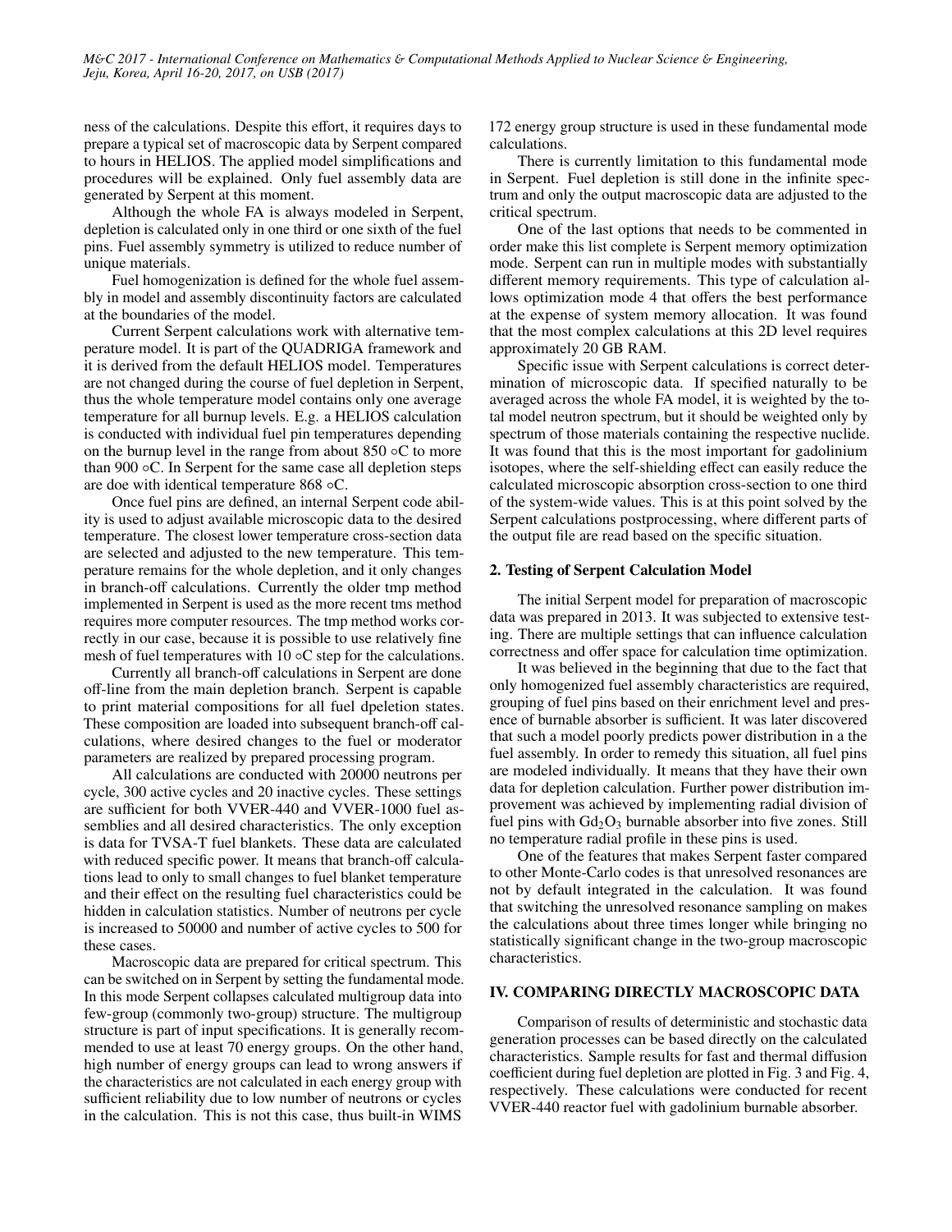ness of the calculations. Despite this effort, it requires days to prepare a typical set of macroscopic data by Serpent compared to hours in HELIOS. The applied model simplifications and procedures will be explained. Only fuel assembly data are generated by Serpent at this moment.

Although the whole FA is always modeled in Serpent, depletion is calculated only in one third or one sixth of the fuel pins. Fuel assembly symmetry is utilized to reduce number of unique materials.

Fuel homogenization is defined for the whole fuel assembly in model and assembly discontinuity factors are calculated at the boundaries of the model.

Current Serpent calculations work with alternative temperature model. It is part of the QUADRIGA framework and it is derived from the default HELIOS model. Temperatures are not changed during the course of fuel depletion in Serpent, thus the whole temperature model contains only one average temperature for all burnup levels. E.g. a HELIOS calculation is conducted with individual fuel pin temperatures depending on the burnup level in the range from about 850 ∘C to more than 900 ∘C. In Serpent for the same case all depletion steps are doe with identical temperature 868 ∘C.

Once fuel pins are defined, an internal Serpent code ability is used to adjust available microscopic data to the desired temperature. The closest lower temperature cross-section data are selected and adjusted to the new temperature. This temperature remains for the whole depletion, and it only changes in branch-off calculations. Currently the older tmp method implemented in Serpent is used as the more recent tms method requires more computer resources. The tmp method works correctly in our case, because it is possible to use relatively fine mesh of fuel temperatures with 10 ∘C step for the calculations.

Currently all branch-off calculations in Serpent are done off-line from the main depletion branch. Serpent is capable to print material compositions for all fuel dpeletion states. These composition are loaded into subsequent branch-off calculations, where desired changes to the fuel or moderator parameters are realized by prepared processing program.

All calculations are conducted with 20000 neutrons per cycle, 300 active cycles and 20 inactive cycles. These settings are sufficient for both VVER-440 and VVER-1000 fuel assemblies and all desired characteristics. The only exception is data for TVSA-T fuel blankets. These data are calculated with reduced specific power. It means that branch-off calculations lead to only to small changes to fuel blanket temperature and their effect on the resulting fuel characteristics could be hidden in calculation statistics. Number of neutrons per cycle is increased to 50000 and number of active cycles to 500 for these cases.

Macroscopic data are prepared for critical spectrum. This can be switched on in Serpent by setting the fundamental mode. In this mode Serpent collapses calculated multigroup data into few-group (commonly two-group) structure. The multigroup structure is part of input specifications. It is generally recommended to use at least 70 energy groups. On the other hand, high number of energy groups can lead to wrong answers if the characteristics are not calculated in each energy group with sufficient reliability due to low number of neutrons or cycles in the calculation. This is not this case, thus built-in WIMS 172 energy group structure is used in these fundamental mode calculations.

There is currently limitation to this fundamental mode in Serpent. Fuel depletion is still done in the infinite spectrum and only the output macroscopic data are adjusted to the critical spectrum.

One of the last options that needs to be commented in order make this list complete is Serpent memory optimization mode. Serpent can run in multiple modes with substantially different memory requirements. This type of calculation allows optimization mode 4 that offers the best performance at the expense of system memory allocation. It was found that the most complex calculations at this 2D level requires approximately 20 GB RAM.

Specific issue with Serpent calculations is correct determination of microscopic data. If specified naturally to be averaged across the whole FA model, it is weighted by the total model neutron spectrum, but it should be weighted only by spectrum of those materials containing the respective nuclide. It was found that this is the most important for gadolinium isotopes, where the self-shielding effect can easily reduce the calculated microscopic absorption cross-section to one third of the system-wide values. This is at this point solved by the Serpent calculations postprocessing, where different parts of the output file are read based on the specific situation.

### 2. Testing of Serpent Calculation Model

The initial Serpent model for preparation of macroscopic data was prepared in 2013. It was subjected to extensive testing. There are multiple settings that can influence calculation correctness and offer space for calculation time optimization.

It was believed in the beginning that due to the fact that only homogenized fuel assembly characteristics are required, grouping of fuel pins based on their enrichment level and presence of burnable absorber is sufficient. It was later discovered that such a model poorly predicts power distribution in a the fuel assembly. In order to remedy this situation, all fuel pins are modeled individually. It means that they have their own data for depletion calculation. Further power distribution improvement was achieved by implementing radial division of fuel pins with $Gd_2O_3$ burnable absorber into five zones. Still no temperature radial profile in these pins is used.

One of the features that makes Serpent faster compared to other Monte-Carlo codes is that unresolved resonances are not by default integrated in the calculation. It was found that switching the unresolved resonance sampling on makes the calculations about three times longer while bringing no statistically significant change in the two-group macroscopic characteristics.

## IV. COMPARING DIRECTLY MACROSCOPIC DATA

Comparison of results of deterministic and stochastic data generation processes can be based directly on the calculated characteristics. Sample results for fast and thermal diffusion coefficient during fuel depletion are plotted in Fig. 3 and Fig. 4, respectively. These calculations were conducted for recent VVER-440 reactor fuel with gadolinium burnable absorber.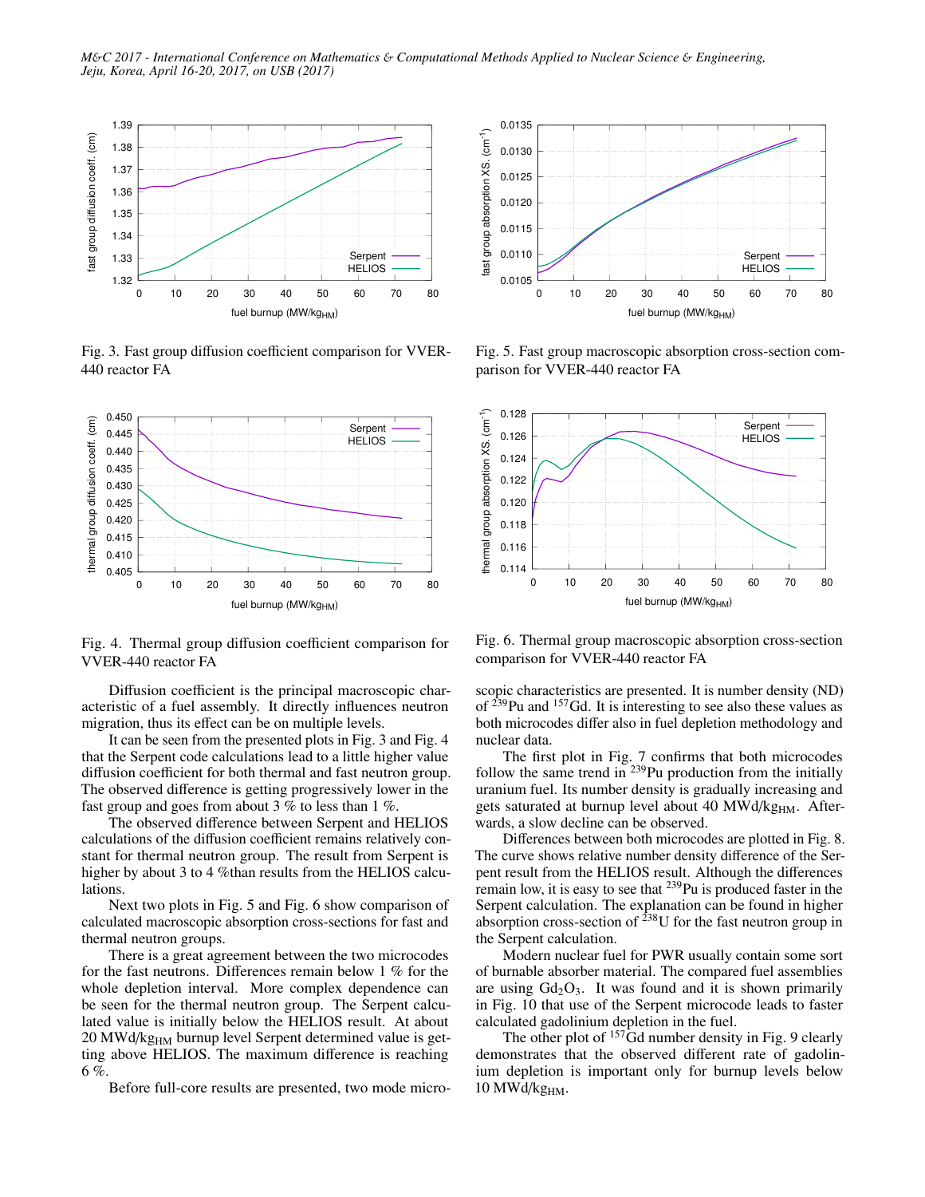Fig. 3. Fast group diffusion coefficient comparison for VVER-440 reactor FA

Fig. 4. Thermal group diffusion coefficient comparison for VVER-440 reactor FA

Diffusion coefficient is the principal macroscopic characteristic of a fuel assembly. It directly influences neutron migration, thus its effect can be on multiple levels.

It can be seen from the presented plots in Fig. 3 and Fig. 4 that the Serpent code calculations lead to a little higher value diffusion coefficient for both thermal and fast neutron group. The observed difference is getting progressively lower in the fast group and goes from about 3 % to less than 1 %.

The observed difference between Serpent and HELIOS calculations of the diffusion coefficient remains relatively constant for thermal neutron group. The result from Serpent is higher by about 3 to 4 %than results from the HELIOS calculations.

Next two plots in Fig. 5 and Fig. 6 show comparison of calculated macroscopic absorption cross-sections for fast and thermal neutron groups.

There is a great agreement between the two microcodes for the fast neutrons. Differences remain below 1 % for the whole depletion interval. More complex dependence can be seen for the thermal neutron group. The Serpent calculated value is initially below the HELIOS result. At about 20 $MWd/kg_{HM}$ burnup level Serpent determined value is getting above HELIOS. The maximum difference is reaching 6 %.

Before full-core results are presented, two mode micro-

Fig. 5. Fast group macroscopic absorption cross-section comparison for VVER-440 reactor FA

Fig. 6. Thermal group macroscopic absorption cross-section comparison for VVER-440 reactor FA

scopic characteristics are presented. It is number density (ND) of $^{239}$Pu and $^{157}$Gd. It is interesting to see also these values as both microcodes differ also in fuel depletion methodology and nuclear data.

The first plot in Fig. 7 confirms that both microcodes follow the same trend in $^{239}$Pu production from the initially uranium fuel. Its number density is gradually increasing and gets saturated at burnup level about 40 $MWd/kg_{HM}$. Afterwards, a slow decline can be observed.

Differences between both microcodes are plotted in Fig. 8. The curve shows relative number density difference of the Serpent result from the HELIOS result. Although the differences remain low, it is easy to see that $^{239}$Pu is produced faster in the Serpent calculation. The explanation can be found in higher absorption cross-section of $^{238}$U for the fast neutron group in the Serpent calculation.

Modern nuclear fuel for PWR usually contain some sort of burnable absorber material. The compared fuel assemblies are using $Gd_2O_3$. It was found and it is shown primarily in Fig. 10 that use of the Serpent microcode leads to faster calculated gadolinium depletion in the fuel.

The other plot of $^{157}$Gd number density in Fig. 9 clearly demonstrates that the observed different rate of gadolinium depletion is important only for burnup levels below 10 $MWd/kg_{HM}$.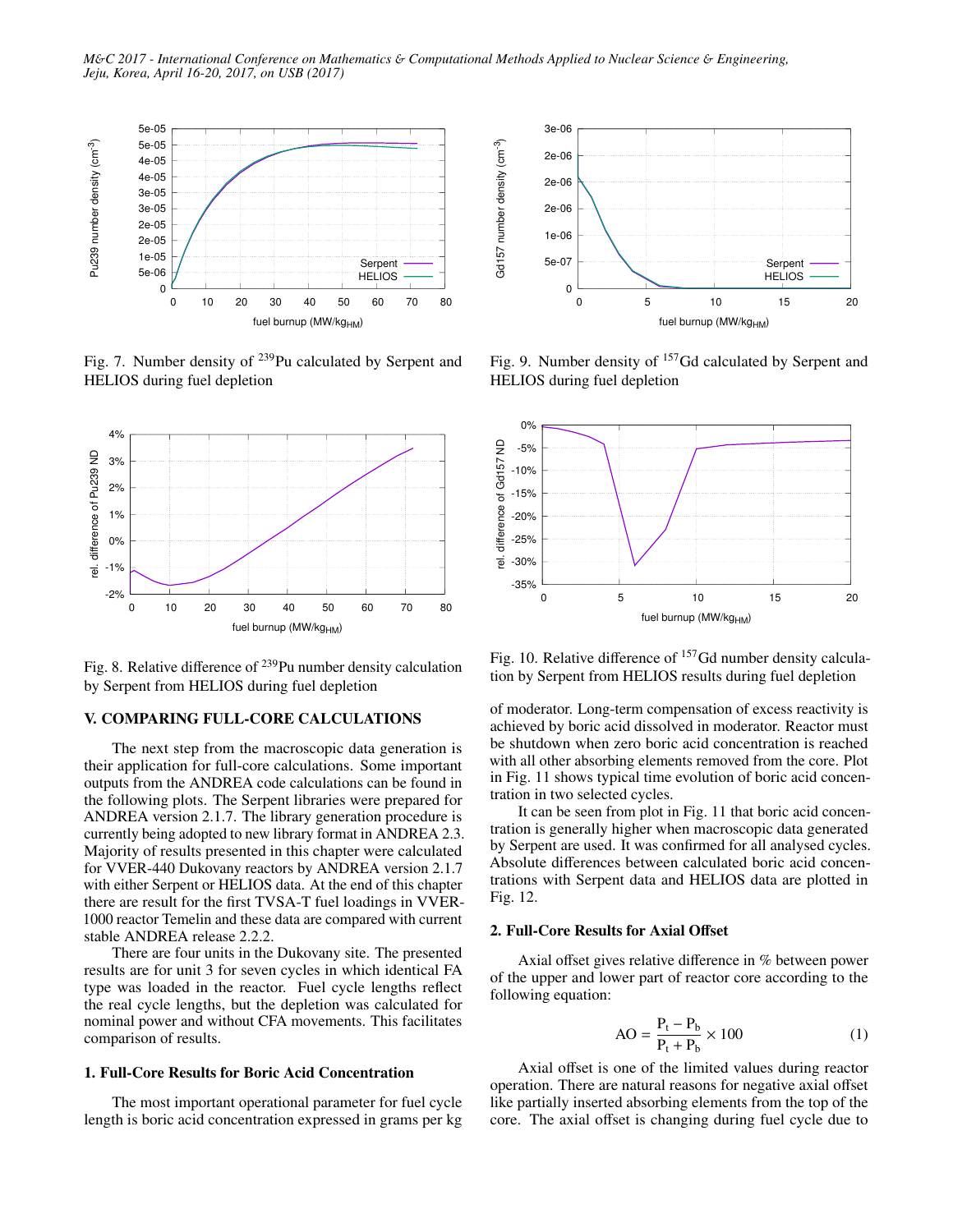Fig. 7. Number density of $^{239}$Pu calculated by Serpent and HELIOS during fuel depletion

Fig. 9. Number density of $^{157}$Gd calculated by Serpent and HELIOS during fuel depletion

Fig. 8. Relative difference of $^{239}$Pu number density calculation by Serpent from HELIOS during fuel depletion

Fig. 10. Relative difference of $^{157}$Gd number density calculation by Serpent from HELIOS results during fuel depletion

## V. COMPARING FULL-CORE CALCULATIONS

The next step from the macroscopic data generation is their application for full-core calculations. Some important outputs from the ANDREA code calculations can be found in the following plots. The Serpent libraries were prepared for ANDREA version 2.1.7. The library generation procedure is currently being adopted to new library format in ANDREA 2.3. Majority of results presented in this chapter were calculated for VVER-440 Dukovany reactors by ANDREA version 2.1.7 with either Serpent or HELIOS data. At the end of this chapter there are result for the first TVSA-T fuel loadings in VVER-1000 reactor Temelin and these data are compared with current stable ANDREA release 2.2.2.

There are four units in the Dukovany site. The presented results are for unit 3 for seven cycles in which identical FA type was loaded in the reactor. Fuel cycle lengths reflect the real cycle lengths, but the depletion was calculated for nominal power and without CFA movements. This facilitates comparison of results.

### 1. Full-Core Results for Boric Acid Concentration

The most important operational parameter for fuel cycle length is boric acid concentration expressed in grams per kg of moderator. Long-term compensation of excess reactivity is achieved by boric acid dissolved in moderator. Reactor must be shutdown when zero boric acid concentration is reached with all other absorbing elements removed from the core. Plot in Fig. 11 shows typical time evolution of boric acid concentration in two selected cycles.

It can be seen from plot in Fig. 11 that boric acid concentration is generally higher when macroscopic data generated by Serpent are used. It was confirmed for all analysed cycles. Absolute differences between calculated boric acid concentrations with Serpent data and HELIOS data are plotted in Fig. 12.

### 2. Full-Core Results for Axial Offset

Axial offset gives relative difference in % between power of the upper and lower part of reactor core according to the following equation:

$$AO = \frac{P_t - P_b}{P_t + P_b} \times 100 \qquad (1)$$

Axial offset is one of the limited values during reactor operation. There are natural reasons for negative axial offset like partially inserted absorbing elements from the top of the core. The axial offset is changing during fuel cycle due to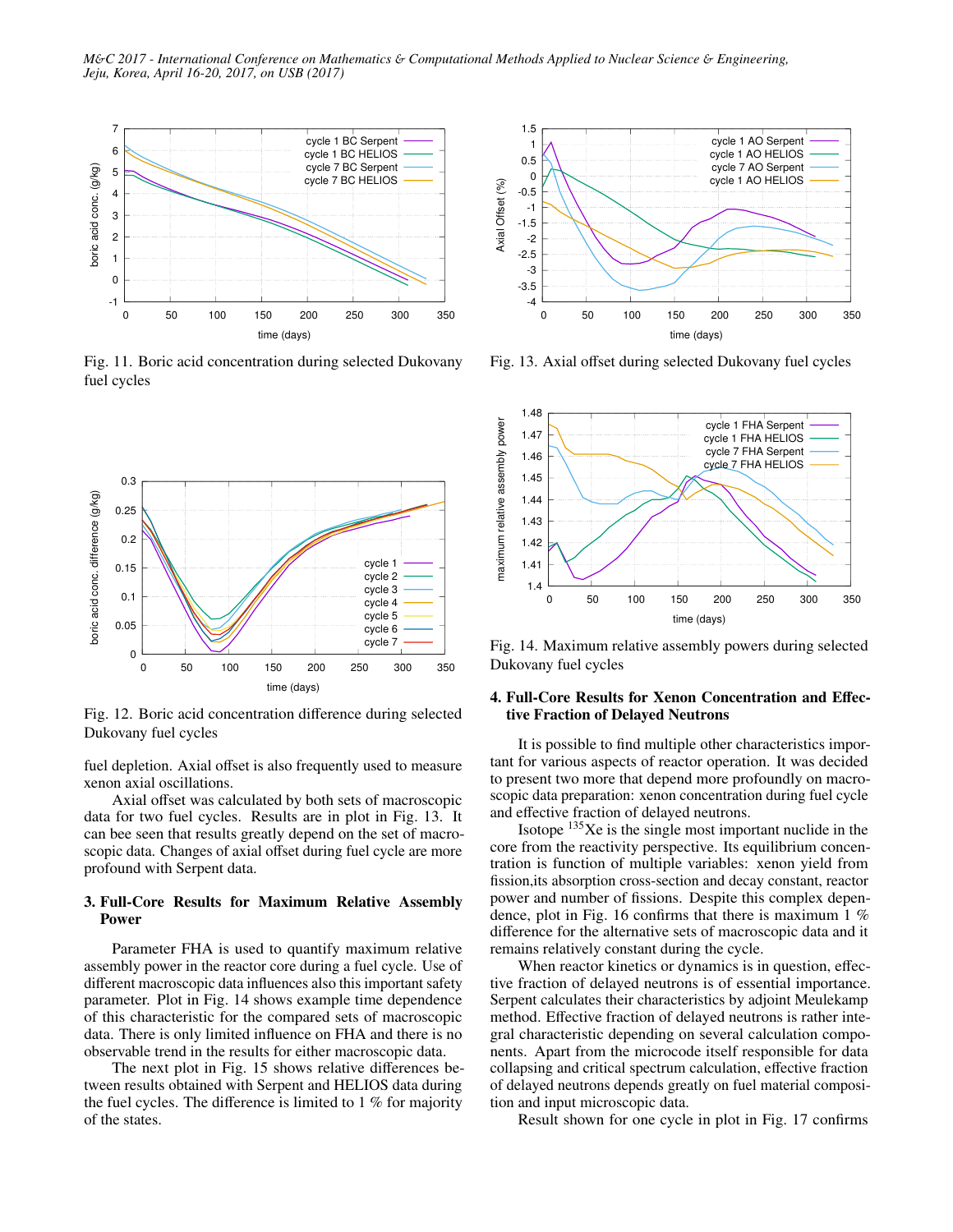Fig. 11. Boric acid concentration during selected Dukovany fuel cycles

Fig. 12. Boric acid concentration difference during selected Dukovany fuel cycles

fuel depletion. Axial offset is also frequently used to measure xenon axial oscillations.

Axial offset was calculated by both sets of macroscopic data for two fuel cycles. Results are in plot in Fig. 13. It can bee seen that results greatly depend on the set of macroscopic data. Changes of axial offset during fuel cycle are more profound with Serpent data.

## 3. Full-Core Results for Maximum Relative Assembly Power

Parameter FHA is used to quantify maximum relative assembly power in the reactor core during a fuel cycle. Use of different macroscopic data influences also this important safety parameter. Plot in Fig. 14 shows example time dependence of this characteristic for the compared sets of macroscopic data. There is only limited influence on FHA and there is no observable trend in the results for either macroscopic data.

The next plot in Fig. 15 shows relative differences between results obtained with Serpent and HELIOS data during the fuel cycles. The difference is limited to 1 % for majority of the states.

Fig. 13. Axial offset during selected Dukovany fuel cycles

Fig. 14. Maximum relative assembly powers during selected Dukovany fuel cycles

## 4. Full-Core Results for Xenon Concentration and Effective Fraction of Delayed Neutrons

It is possible to find multiple other characteristics important for various aspects of reactor operation. It was decided to present two more that depend more profoundly on macroscopic data preparation: xenon concentration during fuel cycle and effective fraction of delayed neutrons.

Isotope $^{135}$Xe is the single most important nuclide in the core from the reactivity perspective. Its equilibrium concentration is function of multiple variables: xenon yield from fission,its absorption cross-section and decay constant, reactor power and number of fissions. Despite this complex dependence, plot in Fig. 16 confirms that there is maximum 1 % difference for the alternative sets of macroscopic data and it remains relatively constant during the cycle.

When reactor kinetics or dynamics is in question, effective fraction of delayed neutrons is of essential importance. Serpent calculates their characteristics by adjoint Meulekamp method. Effective fraction of delayed neutrons is rather integral characteristic depending on several calculation components. Apart from the microcode itself responsible for data collapsing and critical spectrum calculation, effective fraction of delayed neutrons depends greatly on fuel material composition and input microscopic data.

Result shown for one cycle in plot in Fig. 17 confirms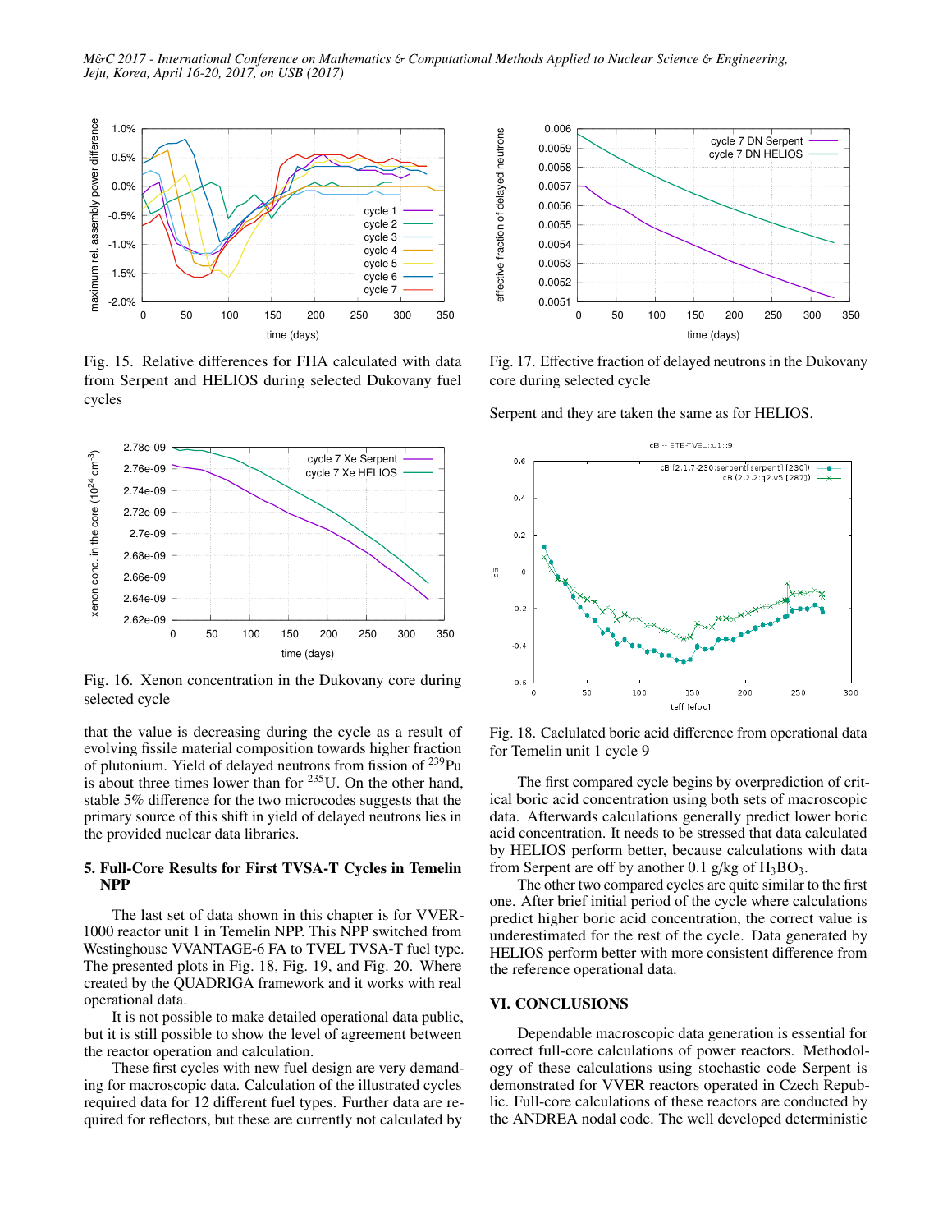Fig. 15. Relative differences for FHA calculated with data from Serpent and HELIOS during selected Dukovany fuel cycles

Fig. 16. Xenon concentration in the Dukovany core during selected cycle

that the value is decreasing during the cycle as a result of evolving fissile material composition towards higher fraction of plutonium. Yield of delayed neutrons from fission of $^{239}$Pu is about three times lower than for $^{235}$U. On the other hand, stable 5% difference for the two microcodes suggests that the primary source of this shift in yield of delayed neutrons lies in the provided nuclear data libraries.

## 5. Full-Core Results for First TVSA-T Cycles in Temelin NPP

The last set of data shown in this chapter is for VVER-1000 reactor unit 1 in Temelin NPP. This NPP switched from Westinghouse VVANTAGE-6 FA to TVEL TVSA-T fuel type. The presented plots in Fig. 18, Fig. 19, and Fig. 20. Where created by the QUADRIGA framework and it works with real operational data.

It is not possible to make detailed operational data public, but it is still possible to show the level of agreement between the reactor operation and calculation.

These first cycles with new fuel design are very demanding for macroscopic data. Calculation of the illustrated cycles required data for 12 different fuel types. Further data are required for reflectors, but these are currently not calculated by Serpent and they are taken the same as for HELIOS.

Fig. 17. Effective fraction of delayed neutrons in the Dukovany core during selected cycle

Fig. 18. Caclulated boric acid difference from operational data for Temelin unit 1 cycle 9

The first compared cycle begins by overprediction of critical boric acid concentration using both sets of macroscopic data. Afterwards calculations generally predict lower boric acid concentration. It needs to be stressed that data calculated by HELIOS perform better, because calculations with data from Serpent are off by another 0.1 g/kg of $H_3BO_3$.

The other two compared cycles are quite similar to the first one. After brief initial period of the cycle where calculations predict higher boric acid concentration, the correct value is underestimated for the rest of the cycle. Data generated by HELIOS perform better with more consistent difference from the reference operational data.

## VI. CONCLUSIONS

Dependable macroscopic data generation is essential for correct full-core calculations of power reactors. Methodology of these calculations using stochastic code Serpent is demonstrated for VVER reactors operated in Czech Republic. Full-core calculations of these reactors are conducted by the ANDREA nodal code. The well developed deterministic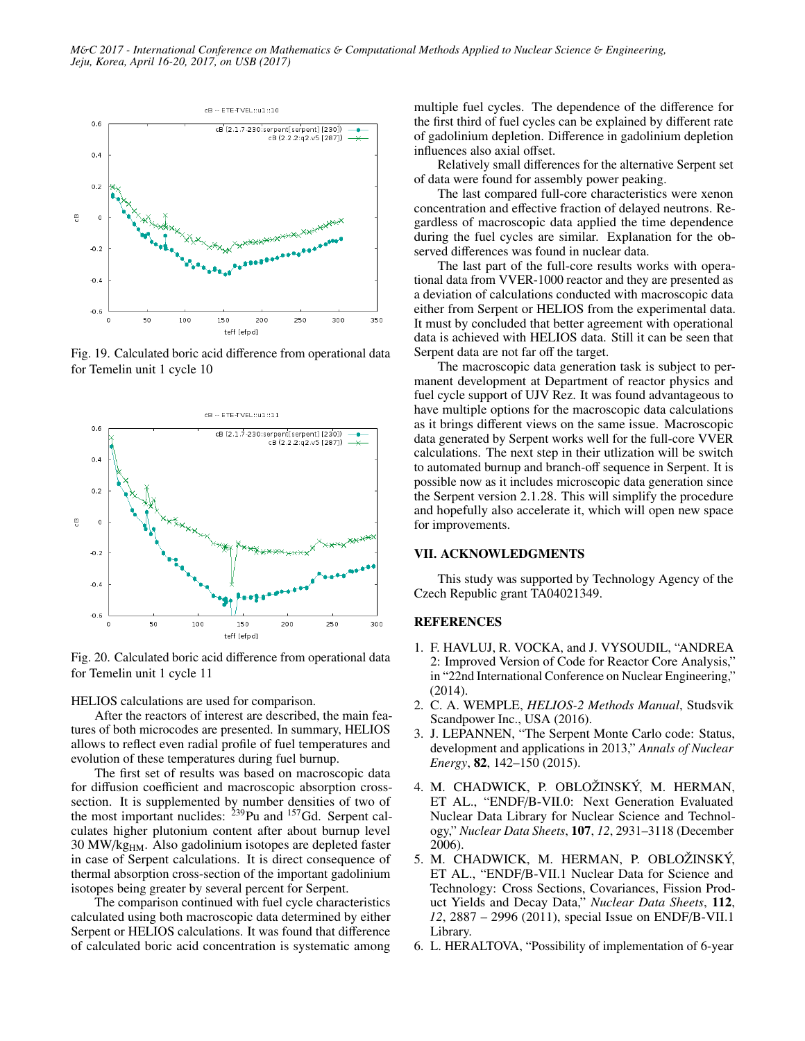Fig. 19. Calculated boric acid difference from operational data for Temelin unit 1 cycle 10

Fig. 20. Calculated boric acid difference from operational data for Temelin unit 1 cycle 11

HELIOS calculations are used for comparison.

After the reactors of interest are described, the main features of both microcodes are presented. In summary, HELIOS allows to reflect even radial profile of fuel temperatures and evolution of these temperatures during fuel burnup.

The first set of results was based on macroscopic data for diffusion coefficient and macroscopic absorption cross-section. It is supplemented by number densities of two of the most important nuclides: $^{239}$Pu and $^{157}$Gd. Serpent calculates higher plutonium content after about burnup level 30 MW/kg$_{\mathrm{HM}}$. Also gadolinium isotopes are depleted faster in case of Serpent calculations. It is direct consequence of thermal absorption cross-section of the important gadolinium isotopes being greater by several percent for Serpent.

The comparison continued with fuel cycle characteristics calculated using both macroscopic data determined by either Serpent or HELIOS calculations. It was found that difference of calculated boric acid concentration is systematic among multiple fuel cycles. The dependence of the difference for the first third of fuel cycles can be explained by different rate of gadolinium depletion. Difference in gadolinium depletion influences also axial offset.

Relatively small differences for the alternative Serpent set of data were found for assembly power peaking.

The last compared full-core characteristics were xenon concentration and effective fraction of delayed neutrons. Regardless of macroscopic data applied the time dependence during the fuel cycles are similar. Explanation for the observed differences was found in nuclear data.

The last part of the full-core results works with operational data from VVER-1000 reactor and they are presented as a deviation of calculations conducted with macroscopic data either from Serpent or HELIOS from the experimental data. It must by concluded that better agreement with operational data is achieved with HELIOS data. Still it can be seen that Serpent data are not far off the target.

The macroscopic data generation task is subject to permanent development at Department of reactor physics and fuel cycle support of UJV Rez. It was found advantageous to have multiple options for the macroscopic data calculations as it brings different views on the same issue. Macroscopic data generated by Serpent works well for the full-core VVER calculations. The next step in their utlization will be switch to automated burnup and branch-off sequence in Serpent. It is possible now as it includes microscopic data generation since the Serpent version 2.1.28. This will simplify the procedure and hopefully also accelerate it, which will open new space for improvements.

## VII. ACKNOWLEDGMENTS

This study was supported by Technology Agency of the Czech Republic grant TA04021349.

## REFERENCES

1. F. HAVLUJ, R. VOCKA, and J. VYSOUDIL, "ANDREA 2: Improved Version of Code for Reactor Core Analysis," in "22nd International Conference on Nuclear Engineering," (2014).
2. C. A. WEMPLE, *HELIOS-2 Methods Manual*, Studsvik Scandpower Inc., USA (2016).
3. J. LEPANNEN, "The Serpent Monte Carlo code: Status, development and applications in 2013," *Annals of Nuclear Energy*, **82**, 142–150 (2015).
4. M. CHADWICK, P. OBLOŽINSKÝ, M. HERMAN, ET AL., "ENDF/B-VII.0: Next Generation Evaluated Nuclear Data Library for Nuclear Science and Technology," *Nuclear Data Sheets*, **107**, *12*, 2931–3118 (December 2006).
5. M. CHADWICK, M. HERMAN, P. OBLOŽINSKÝ, ET AL., "ENDF/B-VII.1 Nuclear Data for Science and Technology: Cross Sections, Covariances, Fission Product Yields and Decay Data," *Nuclear Data Sheets*, **112**, *12*, 2887 – 2996 (2011), special Issue on ENDF/B-VII.1 Library.
6. L. HERALTOVA, "Possibility of implementation of 6-year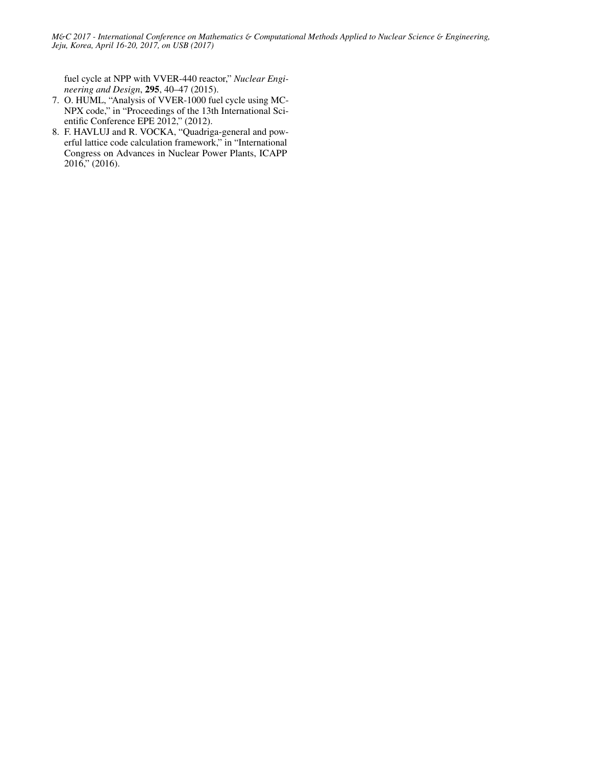fuel cycle at NPP with VVER-440 reactor," *Nuclear Engineering and Design*, **295**, 40–47 (2015).

7. O. HUML, "Analysis of VVER-1000 fuel cycle using MCNPX code," in "Proceedings of the 13th International Scientific Conference EPE 2012," (2012).
8. F. HAVLUJ and R. VOCKA, "Quadriga-general and powerful lattice code calculation framework," in "International Congress on Advances in Nuclear Power Plants, ICAPP 2016," (2016).